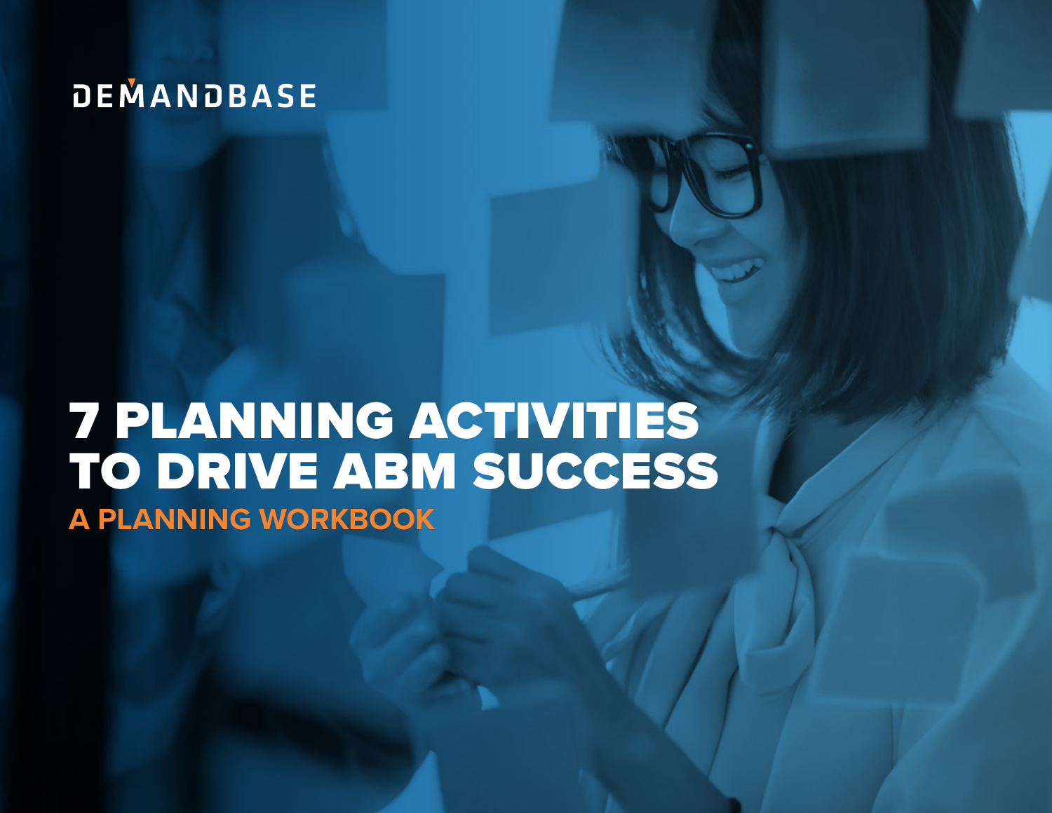DEMANDBASE

# 7 PLANNING ACTIVITIES TO DRIVE ABM SUCCESS

## A PLANNING WORKBOOK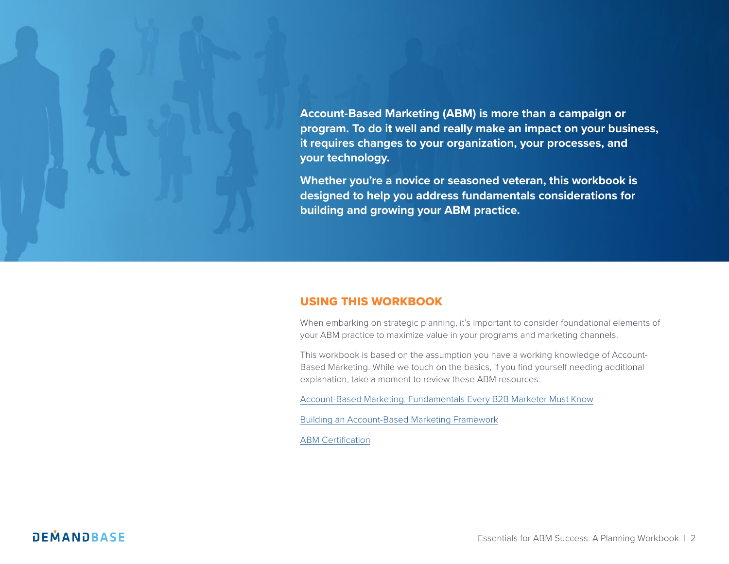**Account-Based Marketing (ABM) is more than a campaign or program. To do it well and really make an impact on your business, it requires changes to your organization, your processes, and your technology.**

**Whether you're a novice or seasoned veteran, this workbook is designed to help you address fundamentals considerations for building and growing your ABM practice.**

## USING THIS WORKBOOK

When embarking on strategic planning, it's important to consider foundational elements of your ABM practice to maximize value in your programs and marketing channels.

This workbook is based on the assumption you have a working knowledge of Account-Based Marketing. While we touch on the basics, if you find yourself needing additional explanation, take a moment to review these ABM resources:

Account-Based Marketing: Fundamentals Every B2B Marketer Must Know

Building an Account-Based Marketing Framework

ABM Certification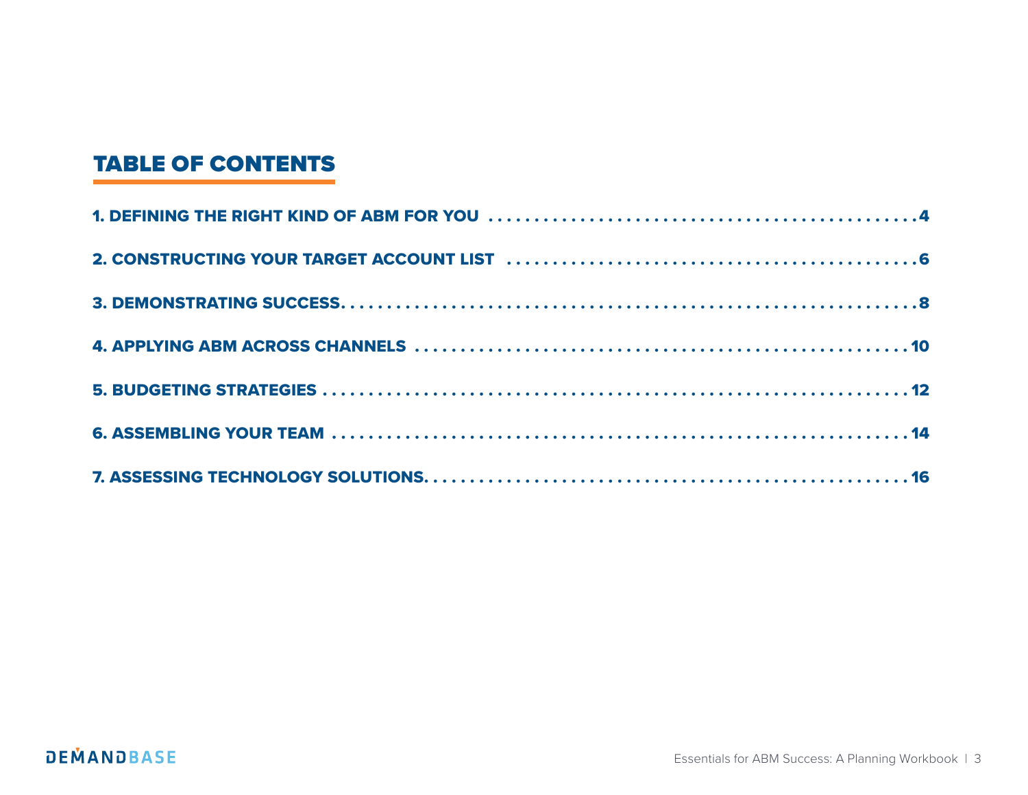## TABLE OF CONTENTS

1. DEFINING THE RIGHT KIND OF ABM FOR YOU . . . . . . . . . . . . . . . . . . . . . . . . . . . . . . . . . . . . . . . . . . . . . . 4
2. CONSTRUCTING YOUR TARGET ACCOUNT LIST . . . . . . . . . . . . . . . . . . . . . . . . . . . . . . . . . . . . . . . . . . . 6
3. DEMONSTRATING SUCCESS. . . . . . . . . . . . . . . . . . . . . . . . . . . . . . . . . . . . . . . . . . . . . . . . . . . . . . . . . . . . 8
4. APPLYING ABM ACROSS CHANNELS . . . . . . . . . . . . . . . . . . . . . . . . . . . . . . . . . . . . . . . . . . . . . . . . . . . . 10
5. BUDGETING STRATEGIES . . . . . . . . . . . . . . . . . . . . . . . . . . . . . . . . . . . . . . . . . . . . . . . . . . . . . . . . . . . . 12
6. ASSEMBLING YOUR TEAM . . . . . . . . . . . . . . . . . . . . . . . . . . . . . . . . . . . . . . . . . . . . . . . . . . . . . . . . . . . 14
7. ASSESSING TECHNOLOGY SOLUTIONS. . . . . . . . . . . . . . . . . . . . . . . . . . . . . . . . . . . . . . . . . . . . . . . . . . 16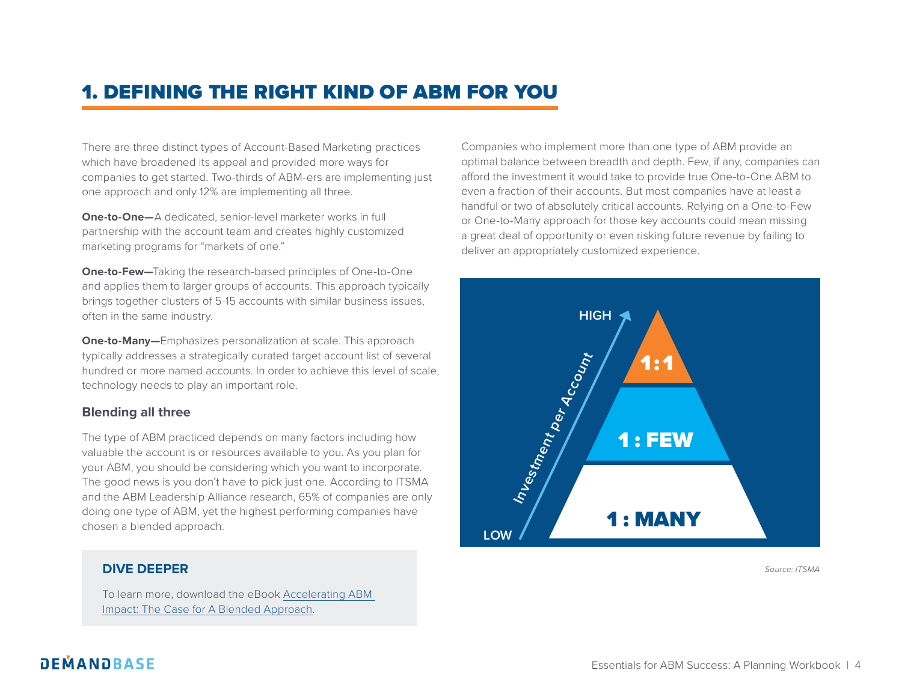# 1. DEFINING THE RIGHT KIND OF ABM FOR YOU

There are three distinct types of Account-Based Marketing practices which have broadened its appeal and provided more ways for companies to get started. Two-thirds of ABM-ers are implementing just one approach and only 12% are implementing all three.

**One-to-One—**A dedicated, senior-level marketer works in full partnership with the account team and creates highly customized marketing programs for "markets of one."

**One-to-Few—**Taking the research-based principles of One-to-One and applies them to larger groups of accounts. This approach typically brings together clusters of 5-15 accounts with similar business issues, often in the same industry.

**One-to-Many—**Emphasizes personalization at scale. This approach typically addresses a strategically curated target account list of several hundred or more named accounts. In order to achieve this level of scale, technology needs to play an important role.

### Blending all three

The type of ABM practiced depends on many factors including how valuable the account is or resources available to you. As you plan for your ABM, you should be considering which you want to incorporate. The good news is you don't have to pick just one. According to ITSMA and the ABM Leadership Alliance research, 65% of companies are only doing one type of ABM, yet the highest performing companies have chosen a blended approach.

**DIVE DEEPER**

To learn more, download the eBook Accelerating ABM Impact: The Case for A Blended Approach.

Companies who implement more than one type of ABM provide an optimal balance between breadth and depth. Few, if any, companies can afford the investment it would take to provide true One-to-One ABM to even a fraction of their accounts. But most companies have at least a handful or two of absolutely critical accounts. Relying on a One-to-Few or One-to-Many approach for those key accounts could mean missing a great deal of opportunity or even risking future revenue by failing to deliver an appropriately customized experience.

HIGH / LOW — Investment per Account

- 1:1
- 1 : FEW
- 1 : MANY

*Source: ITSMA*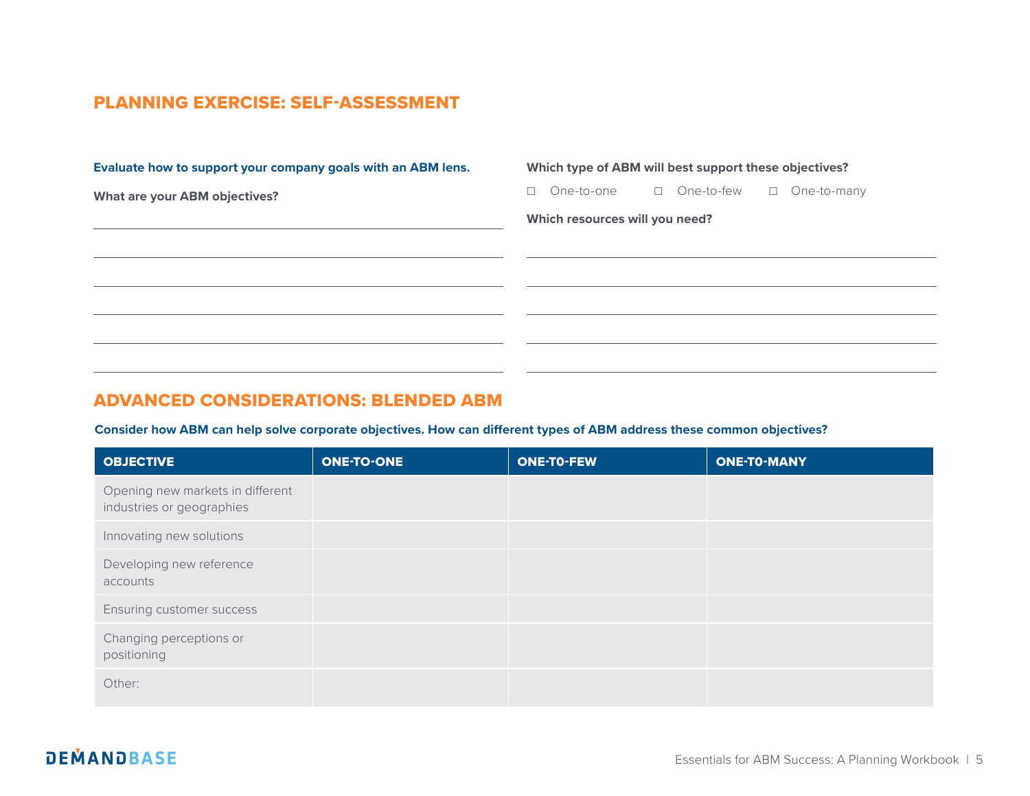## PLANNING EXERCISE: SELF-ASSESSMENT

**Evaluate how to support your company goals with an ABM lens.**

**What are your ABM objectives?**

______________________________________________

______________________________________________

______________________________________________

______________________________________________

______________________________________________

______________________________________________

**Which type of ABM will best support these objectives?**

☐ One-to-one ☐ One-to-few ☐ One-to-many

**Which resources will you need?**

______________________________________________

______________________________________________

______________________________________________

______________________________________________

______________________________________________

## ADVANCED CONSIDERATIONS: BLENDED ABM

**Consider how ABM can help solve corporate objectives. How can different types of ABM address these common objectives?**

| OBJECTIVE | ONE-TO-ONE | ONE-T0-FEW | ONE-T0-MANY |
|---|---|---|---|
| Opening new markets in different industries or geographies | | | |
| Innovating new solutions | | | |
| Developing new reference accounts | | | |
| Ensuring customer success | | | |
| Changing perceptions or positioning | | | |
| Other: | | | |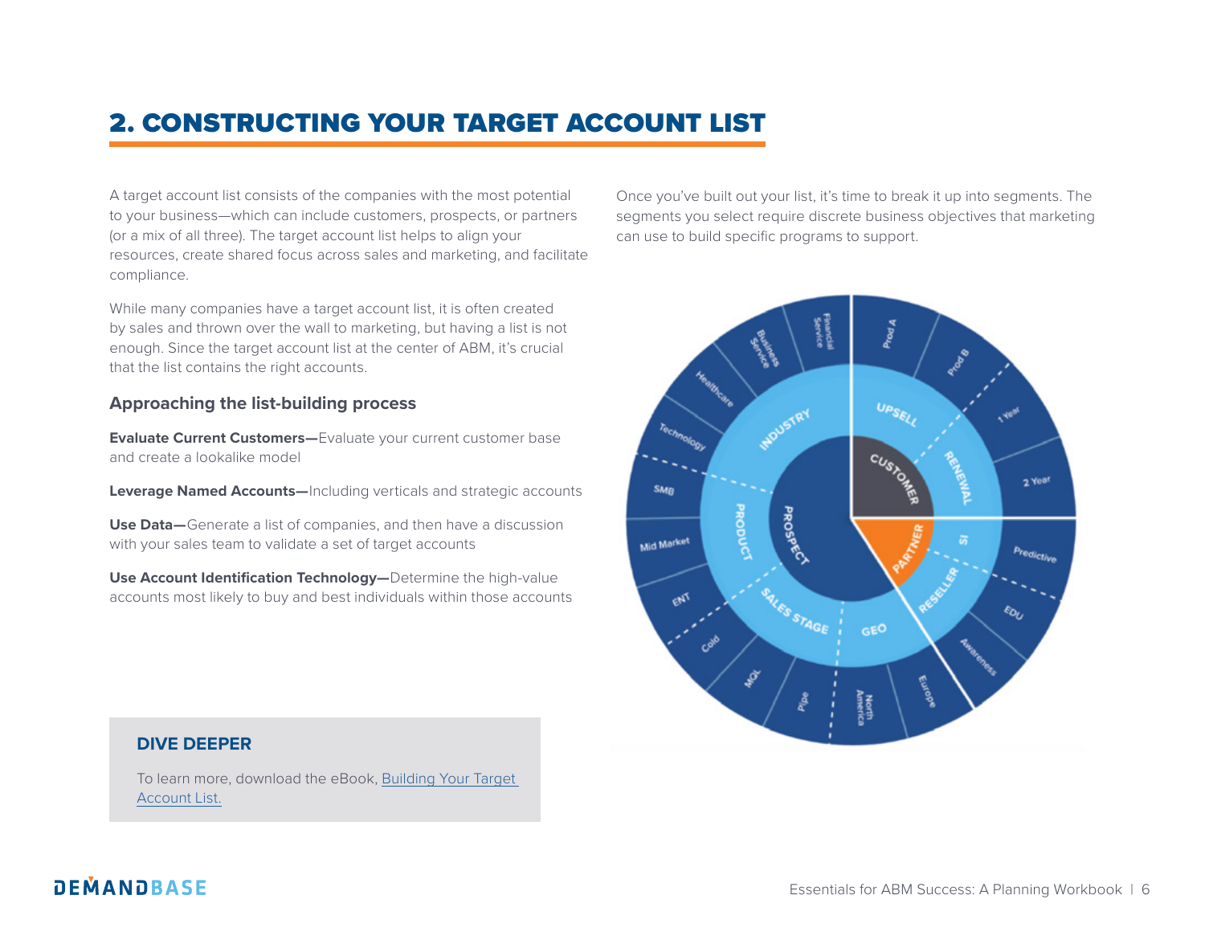# 2. CONSTRUCTING YOUR TARGET ACCOUNT LIST

A target account list consists of the companies with the most potential to your business—which can include customers, prospects, or partners (or a mix of all three). The target account list helps to align your resources, create shared focus across sales and marketing, and facilitate compliance.

While many companies have a target account list, it is often created by sales and thrown over the wall to marketing, but having a list is not enough. Since the target account list at the center of ABM, it's crucial that the list contains the right accounts.

### Approaching the list-building process

**Evaluate Current Customers—**Evaluate your current customer base and create a lookalike model

**Leverage Named Accounts—**Including verticals and strategic accounts

**Use Data—**Generate a list of companies, and then have a discussion with your sales team to validate a set of target accounts

**Use Account Identification Technology—**Determine the high-value accounts most likely to buy and best individuals within those accounts

### DIVE DEEPER

To learn more, download the eBook, Building Your Target Account List.

Once you've built out your list, it's time to break it up into segments. The segments you select require discrete business objectives that marketing can use to build specific programs to support.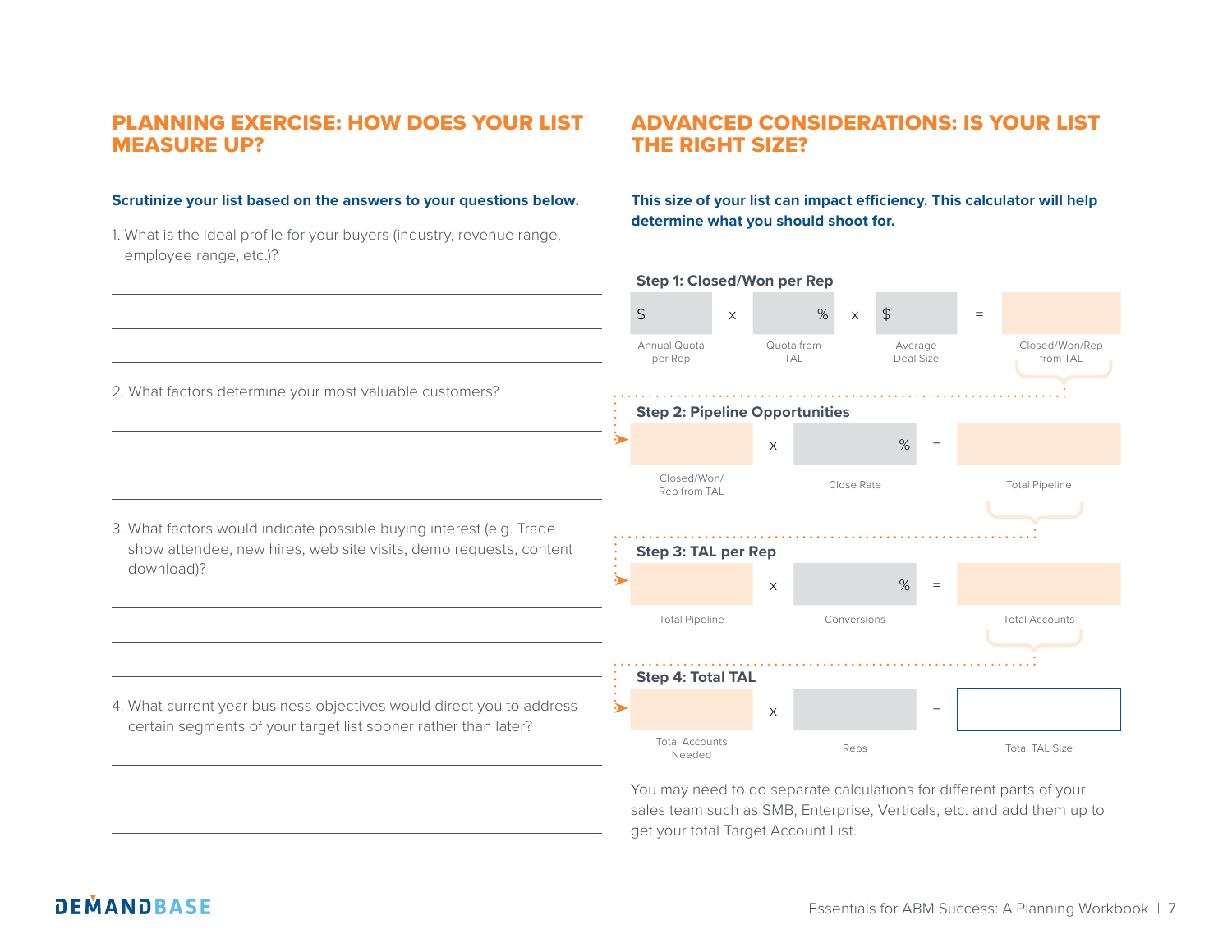## PLANNING EXERCISE: HOW DOES YOUR LIST MEASURE UP?

**Scrutinize your list based on the answers to your questions below.**

1. What is the ideal profile for your buyers (industry, revenue range, employee range, etc.)?

2. What factors determine your most valuable customers?

3. What factors would indicate possible buying interest (e.g. Trade show attendee, new hires, web site visits, demo requests, content download)?

4. What current year business objectives would direct you to address certain segments of your target list sooner rather than later?

## ADVANCED CONSIDERATIONS: IS YOUR LIST THE RIGHT SIZE?

**This size of your list can impact efficiency. This calculator will help determine what you should shoot for.**

**Step 1: Closed/Won per Rep**

| $ | x | % | x | $ | = | |
|---|---|---|---|---|---|---|
| Annual Quota per Rep | | Quota from TAL | | Average Deal Size | | Closed/Won/Rep from TAL |

**Step 2: Pipeline Opportunities**

| | x | % | = | |
|---|---|---|---|---|
| Closed/Won/ Rep from TAL | | Close Rate | | Total Pipeline |

**Step 3: TAL per Rep**

| | x | % | = | |
|---|---|---|---|---|
| Total Pipeline | | Conversions | | Total Accounts |

**Step 4: Total TAL**

| | x | | = | |
|---|---|---|---|---|
| Total Accounts Needed | | Reps | | Total TAL Size |

You may need to do separate calculations for different parts of your sales team such as SMB, Enterprise, Verticals, etc. and add them up to get your total Target Account List.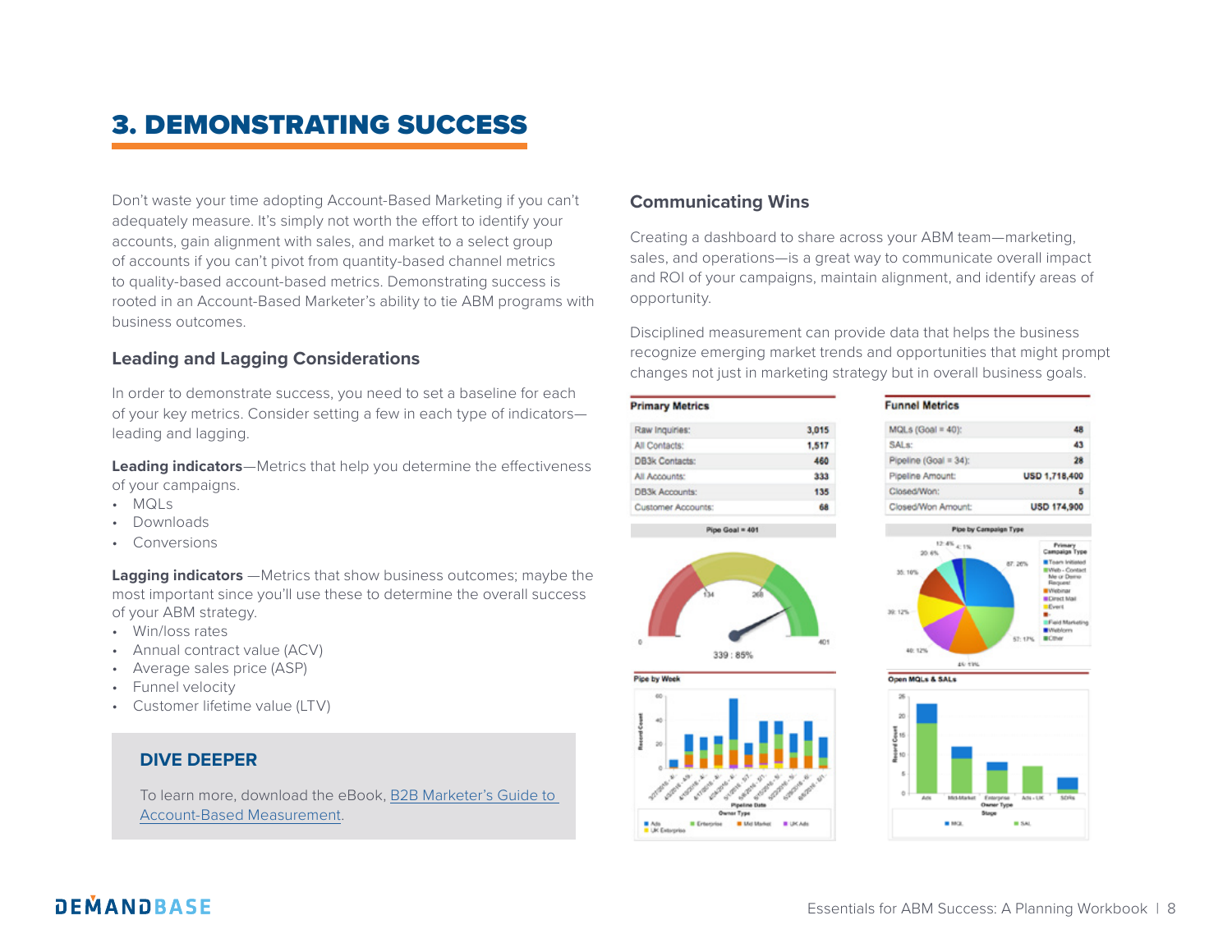# 3. DEMONSTRATING SUCCESS

Don't waste your time adopting Account-Based Marketing if you can't adequately measure. It's simply not worth the effort to identify your accounts, gain alignment with sales, and market to a select group of accounts if you can't pivot from quantity-based channel metrics to quality-based account-based metrics. Demonstrating success is rooted in an Account-Based Marketer's ability to tie ABM programs with business outcomes.

## Leading and Lagging Considerations

In order to demonstrate success, you need to set a baseline for each of your key metrics. Consider setting a few in each type of indicators—leading and lagging.

**Leading indicators**—Metrics that help you determine the effectiveness of your campaigns.

- MQLs
- Downloads
- Conversions

**Lagging indicators** —Metrics that show business outcomes; maybe the most important since you'll use these to determine the overall success of your ABM strategy.

- Win/loss rates
- Annual contract value (ACV)
- Average sales price (ASP)
- Funnel velocity
- Customer lifetime value (LTV)

### DIVE DEEPER

To learn more, download the eBook, [B2B Marketer's Guide to Account-Based Measurement].

## Communicating Wins

Creating a dashboard to share across your ABM team—marketing, sales, and operations—is a great way to communicate overall impact and ROI of your campaigns, maintain alignment, and identify areas of opportunity.

Disciplined measurement can provide data that helps the business recognize emerging market trends and opportunities that might prompt changes not just in marketing strategy but in overall business goals.

**Primary Metrics**

| | |
|---|---|
| Raw Inquiries: | 3,015 |
| All Contacts: | 1,517 |
| DB3k Contacts: | 460 |
| All Accounts: | 333 |
| DB3k Accounts: | 135 |
| Customer Accounts: | 68 |

**Funnel Metrics**

| | |
|---|---|
| MQLs (Goal = 40): | 48 |
| SALs: | 43 |
| Pipeline (Goal = 34): | 28 |
| Pipeline Amount: | USD 1,718,400 |
| Closed/Won: | 5 |
| Closed/Won Amount: | USD 174,900 |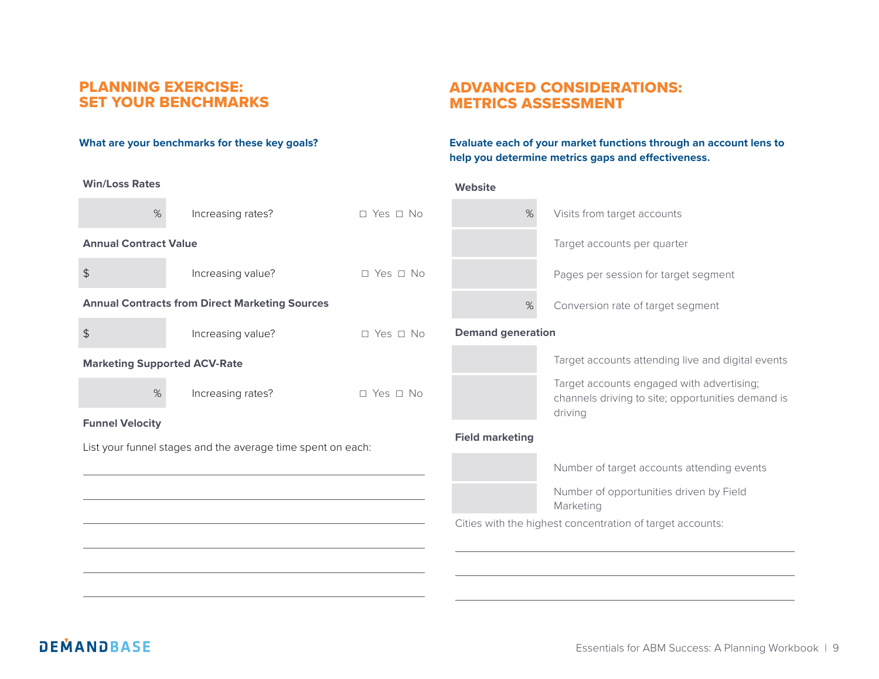## PLANNING EXERCISE: SET YOUR BENCHMARKS

**What are your benchmarks for these key goals?**

**Win/Loss Rates**

| % | Increasing rates? | ☐ Yes ☐ No |
|---|---|---|

**Annual Contract Value**

| $ | Increasing value? | ☐ Yes ☐ No |
|---|---|---|

**Annual Contracts from Direct Marketing Sources**

| $ | Increasing value? | ☐ Yes ☐ No |
|---|---|---|

**Marketing Supported ACV-Rate**

| % | Increasing rates? | ☐ Yes ☐ No |
|---|---|---|

**Funnel Velocity**

List your funnel stages and the average time spent on each:

______________________________

______________________________

______________________________

______________________________

______________________________

______________________________

## ADVANCED CONSIDERATIONS: METRICS ASSESSMENT

**Evaluate each of your market functions through an account lens to help you determine metrics gaps and effectiveness.**

**Website**

| | |
|---|---|
| % | Visits from target accounts |
| | Target accounts per quarter |
| | Pages per session for target segment |
| % | Conversion rate of target segment |

**Demand generation**

| | |
|---|---|
| | Target accounts attending live and digital events |
| | Target accounts engaged with advertising; channels driving to site; opportunities demand is driving |

**Field marketing**

| | |
|---|---|
| | Number of target accounts attending events |
| | Number of opportunities driven by Field Marketing |

Cities with the highest concentration of target accounts:

______________________________

______________________________

______________________________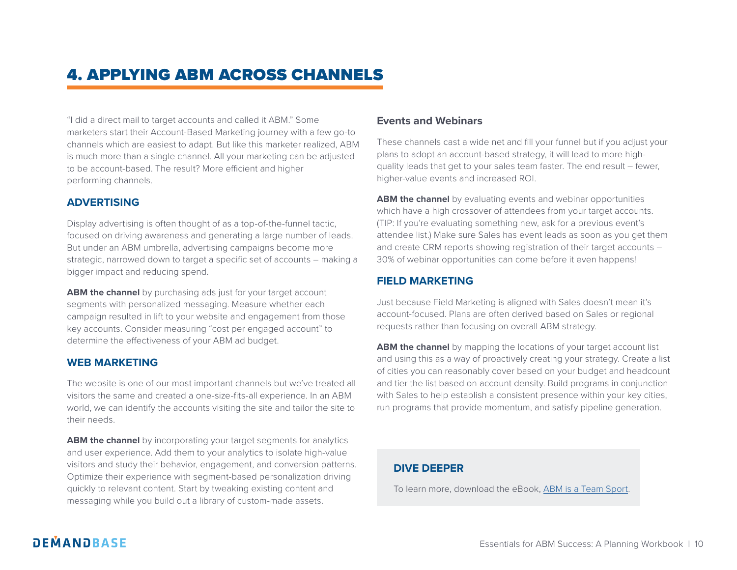# 4. APPLYING ABM ACROSS CHANNELS

"I did a direct mail to target accounts and called it ABM." Some marketers start their Account-Based Marketing journey with a few go-to channels which are easiest to adapt. But like this marketer realized, ABM is much more than a single channel. All your marketing can be adjusted to be account-based. The result? More efficient and higher performing channels.

## ADVERTISING

Display advertising is often thought of as a top-of-the-funnel tactic, focused on driving awareness and generating a large number of leads. But under an ABM umbrella, advertising campaigns become more strategic, narrowed down to target a specific set of accounts – making a bigger impact and reducing spend.

**ABM the channel** by purchasing ads just for your target account segments with personalized messaging. Measure whether each campaign resulted in lift to your website and engagement from those key accounts. Consider measuring "cost per engaged account" to determine the effectiveness of your ABM ad budget.

## WEB MARKETING

The website is one of our most important channels but we've treated all visitors the same and created a one-size-fits-all experience. In an ABM world, we can identify the accounts visiting the site and tailor the site to their needs.

**ABM the channel** by incorporating your target segments for analytics and user experience. Add them to your analytics to isolate high-value visitors and study their behavior, engagement, and conversion patterns. Optimize their experience with segment-based personalization driving quickly to relevant content. Start by tweaking existing content and messaging while you build out a library of custom-made assets.

### Events and Webinars

These channels cast a wide net and fill your funnel but if you adjust your plans to adopt an account-based strategy, it will lead to more high-quality leads that get to your sales team faster. The end result – fewer, higher-value events and increased ROI.

**ABM the channel** by evaluating events and webinar opportunities which have a high crossover of attendees from your target accounts. (TIP: If you're evaluating something new, ask for a previous event's attendee list.) Make sure Sales has event leads as soon as you get them and create CRM reports showing registration of their target accounts – 30% of webinar opportunities can come before it even happens!

## FIELD MARKETING

Just because Field Marketing is aligned with Sales doesn't mean it's account-focused. Plans are often derived based on Sales or regional requests rather than focusing on overall ABM strategy.

**ABM the channel** by mapping the locations of your target account list and using this as a way of proactively creating your strategy. Create a list of cities you can reasonably cover based on your budget and headcount and tier the list based on account density. Build programs in conjunction with Sales to help establish a consistent presence within your key cities, run programs that provide momentum, and satisfy pipeline generation.

### DIVE DEEPER

To learn more, download the eBook, ABM is a Team Sport.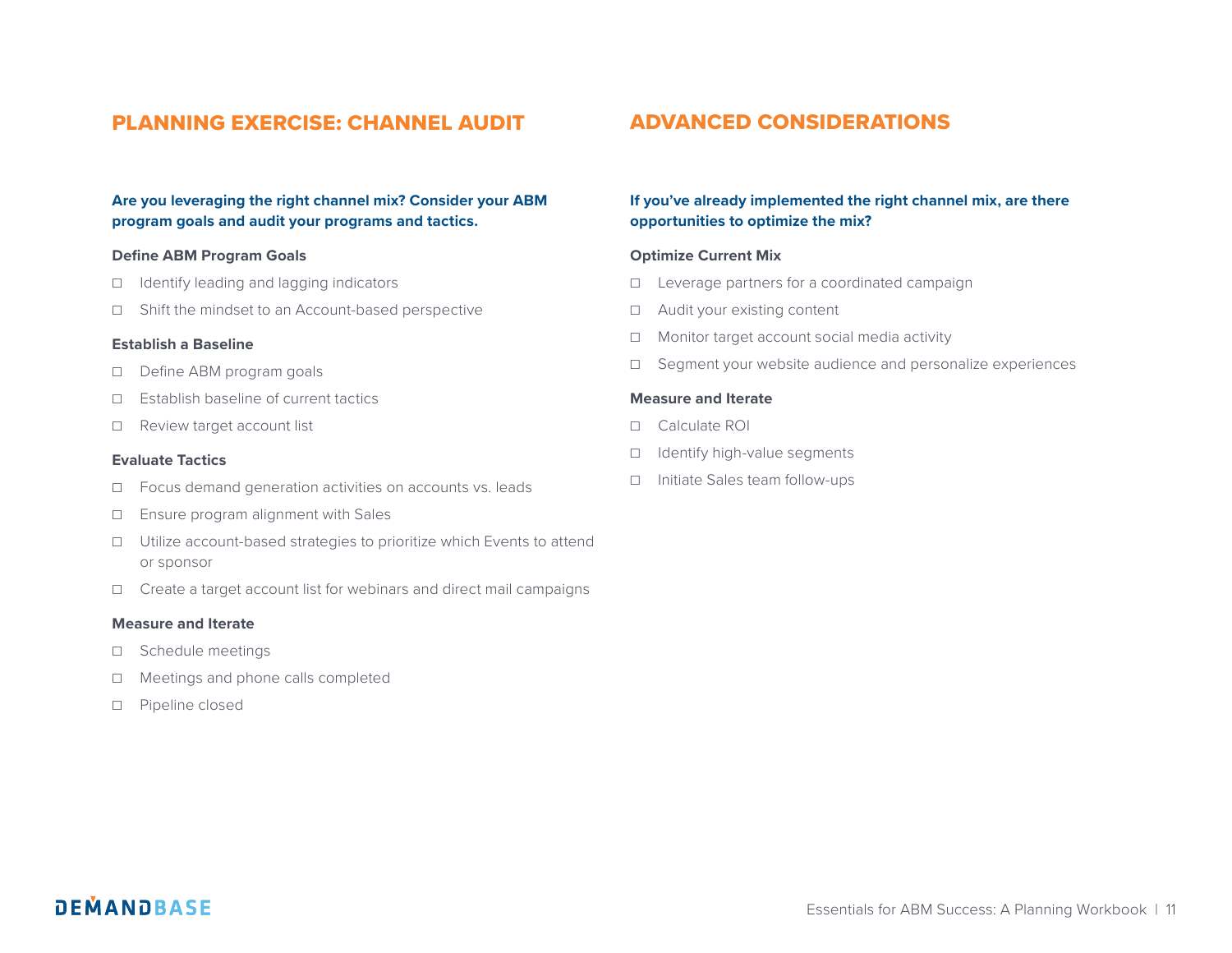## PLANNING EXERCISE: CHANNEL AUDIT

**Are you leveraging the right channel mix? Consider your ABM program goals and audit your programs and tactics.**

**Define ABM Program Goals**

- ☐ Identify leading and lagging indicators
- ☐ Shift the mindset to an Account-based perspective

**Establish a Baseline**

- ☐ Define ABM program goals
- ☐ Establish baseline of current tactics
- ☐ Review target account list

**Evaluate Tactics**

- ☐ Focus demand generation activities on accounts vs. leads
- ☐ Ensure program alignment with Sales
- ☐ Utilize account-based strategies to prioritize which Events to attend or sponsor
- ☐ Create a target account list for webinars and direct mail campaigns

**Measure and Iterate**

- ☐ Schedule meetings
- ☐ Meetings and phone calls completed
- ☐ Pipeline closed

## ADVANCED CONSIDERATIONS

**If you've already implemented the right channel mix, are there opportunities to optimize the mix?**

**Optimize Current Mix**

- ☐ Leverage partners for a coordinated campaign
- ☐ Audit your existing content
- ☐ Monitor target account social media activity
- ☐ Segment your website audience and personalize experiences

**Measure and Iterate**

- ☐ Calculate ROI
- ☐ Identify high-value segments
- ☐ Initiate Sales team follow-ups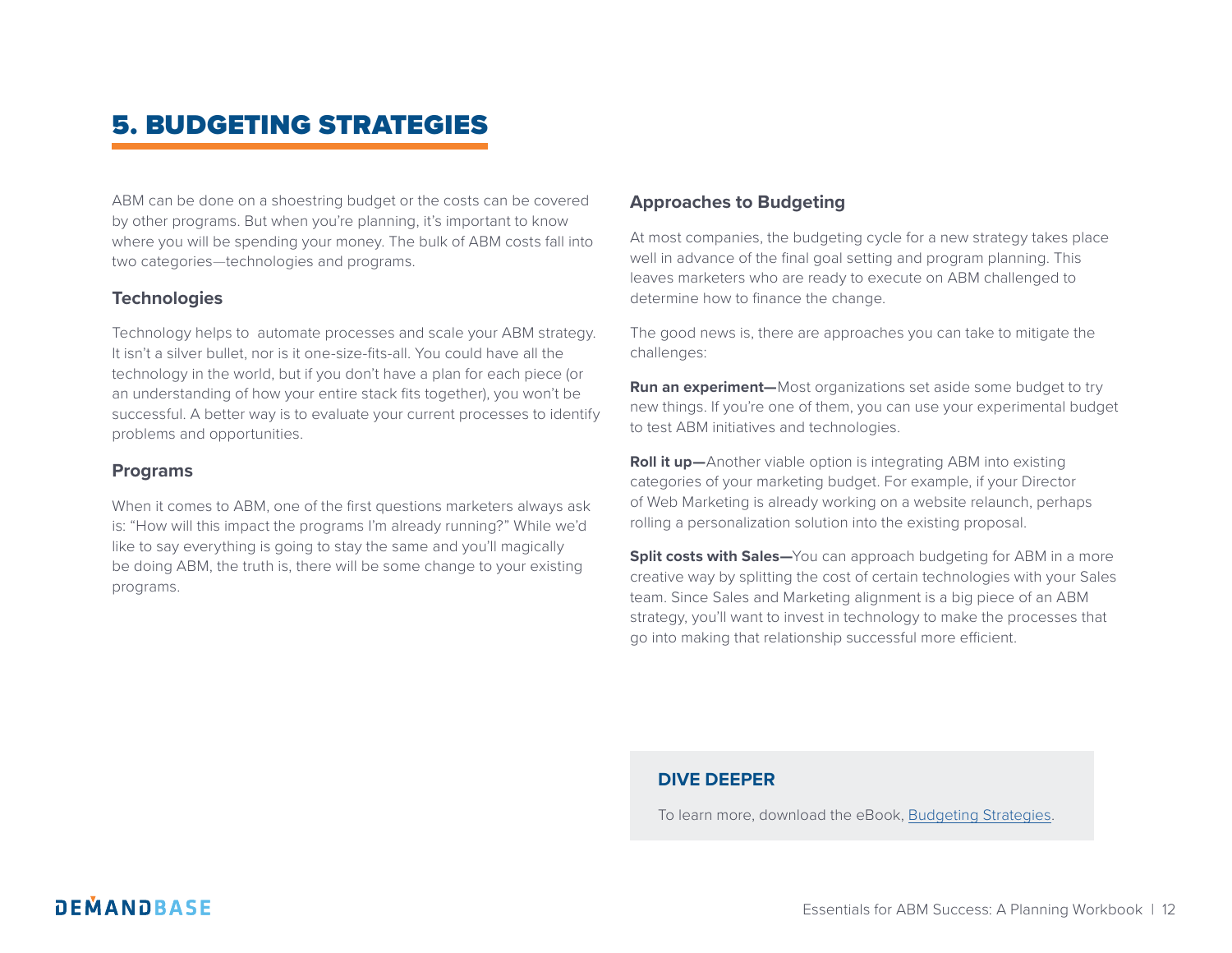# 5. BUDGETING STRATEGIES

ABM can be done on a shoestring budget or the costs can be covered by other programs. But when you're planning, it's important to know where you will be spending your money. The bulk of ABM costs fall into two categories—technologies and programs.

### Technologies

Technology helps to automate processes and scale your ABM strategy. It isn't a silver bullet, nor is it one-size-fits-all. You could have all the technology in the world, but if you don't have a plan for each piece (or an understanding of how your entire stack fits together), you won't be successful. A better way is to evaluate your current processes to identify problems and opportunities.

### Programs

When it comes to ABM, one of the first questions marketers always ask is: "How will this impact the programs I'm already running?" While we'd like to say everything is going to stay the same and you'll magically be doing ABM, the truth is, there will be some change to your existing programs.

### Approaches to Budgeting

At most companies, the budgeting cycle for a new strategy takes place well in advance of the final goal setting and program planning. This leaves marketers who are ready to execute on ABM challenged to determine how to finance the change.

The good news is, there are approaches you can take to mitigate the challenges:

**Run an experiment—**Most organizations set aside some budget to try new things. If you're one of them, you can use your experimental budget to test ABM initiatives and technologies.

**Roll it up—**Another viable option is integrating ABM into existing categories of your marketing budget. For example, if your Director of Web Marketing is already working on a website relaunch, perhaps rolling a personalization solution into the existing proposal.

**Split costs with Sales—**You can approach budgeting for ABM in a more creative way by splitting the cost of certain technologies with your Sales team. Since Sales and Marketing alignment is a big piece of an ABM strategy, you'll want to invest in technology to make the processes that go into making that relationship successful more efficient.

**DIVE DEEPER**

To learn more, download the eBook, Budgeting Strategies.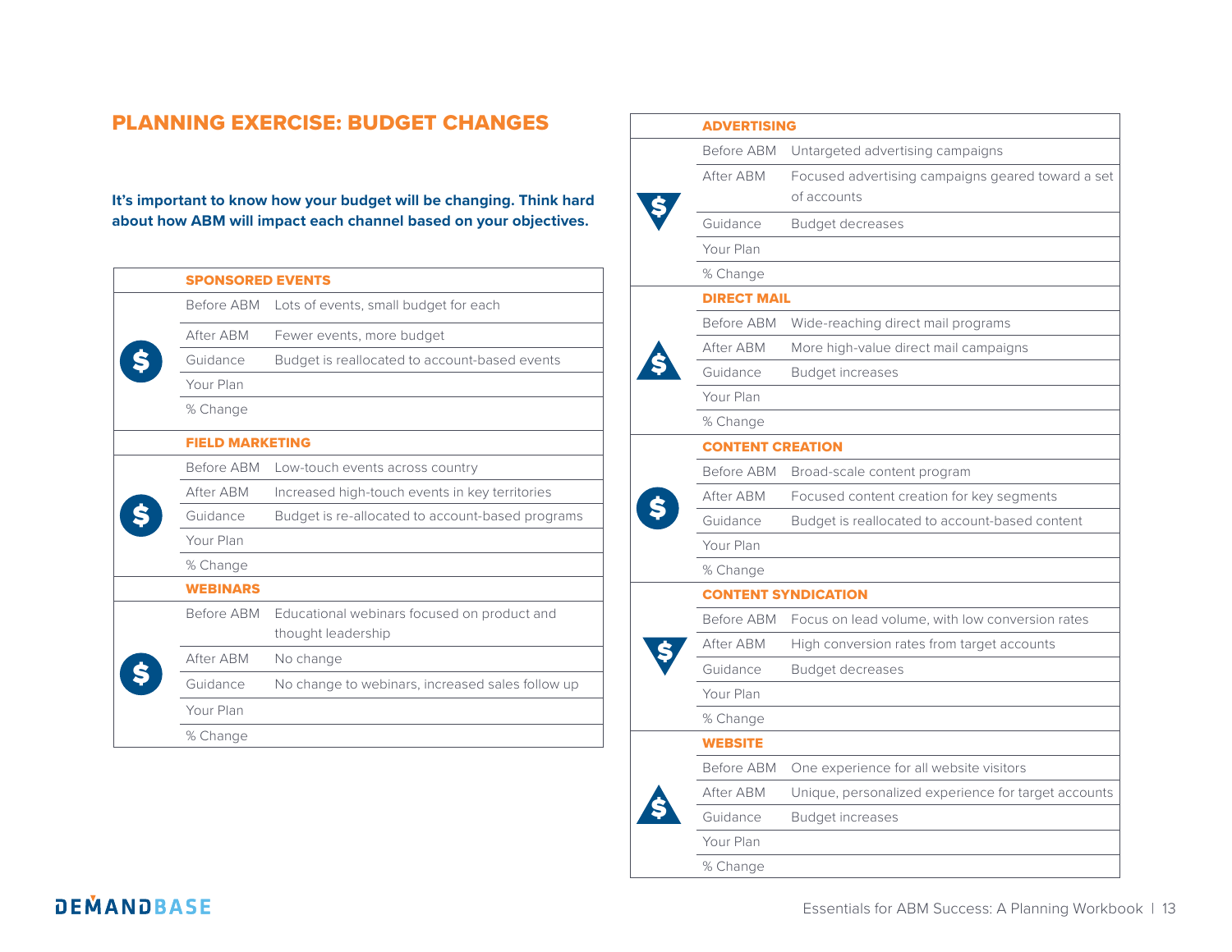# PLANNING EXERCISE: BUDGET CHANGES

**It's important to know how your budget will be changing. Think hard about how ABM will impact each channel based on your objectives.**

| SPONSORED EVENTS | |
|---|---|
| Before ABM | Lots of events, small budget for each |
| After ABM | Fewer events, more budget |
| Guidance | Budget is reallocated to account-based events |
| Your Plan | |
| % Change | |

| FIELD MARKETING | |
|---|---|
| Before ABM | Low-touch events across country |
| After ABM | Increased high-touch events in key territories |
| Guidance | Budget is re-allocated to account-based programs |
| Your Plan | |
| % Change | |

| WEBINARS | |
|---|---|
| Before ABM | Educational webinars focused on product and thought leadership |
| After ABM | No change |
| Guidance | No change to webinars, increased sales follow up |
| Your Plan | |
| % Change | |

| ADVERTISING | |
|---|---|
| Before ABM | Untargeted advertising campaigns |
| After ABM | Focused advertising campaigns geared toward a set of accounts |
| Guidance | Budget decreases |
| Your Plan | |
| % Change | |

| DIRECT MAIL | |
|---|---|
| Before ABM | Wide-reaching direct mail programs |
| After ABM | More high-value direct mail campaigns |
| Guidance | Budget increases |
| Your Plan | |
| % Change | |

| CONTENT CREATION | |
|---|---|
| Before ABM | Broad-scale content program |
| After ABM | Focused content creation for key segments |
| Guidance | Budget is reallocated to account-based content |
| Your Plan | |
| % Change | |

| CONTENT SYNDICATION | |
|---|---|
| Before ABM | Focus on lead volume, with low conversion rates |
| After ABM | High conversion rates from target accounts |
| Guidance | Budget decreases |
| Your Plan | |
| % Change | |

| WEBSITE | |
|---|---|
| Before ABM | One experience for all website visitors |
| After ABM | Unique, personalized experience for target accounts |
| Guidance | Budget increases |
| Your Plan | |
| % Change | |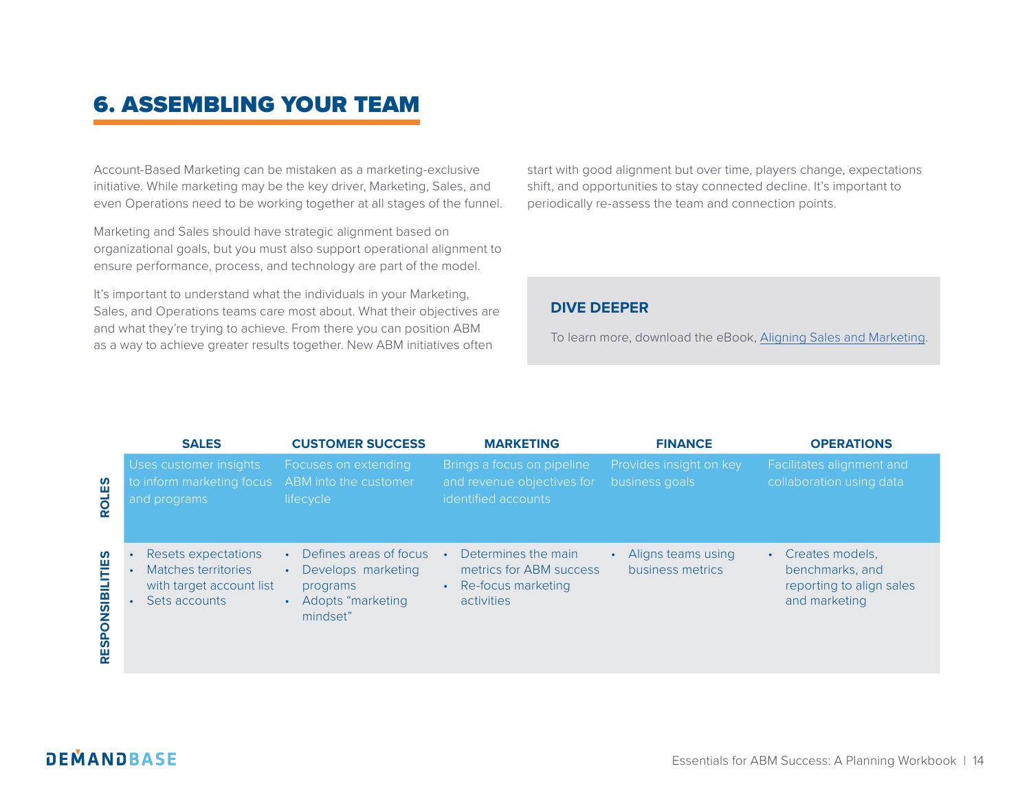# 6. ASSEMBLING YOUR TEAM

Account-Based Marketing can be mistaken as a marketing-exclusive initiative. While marketing may be the key driver, Marketing, Sales, and even Operations need to be working together at all stages of the funnel.

Marketing and Sales should have strategic alignment based on organizational goals, but you must also support operational alignment to ensure performance, process, and technology are part of the model.

It's important to understand what the individuals in your Marketing, Sales, and Operations teams care most about. What their objectives are and what they're trying to achieve. From there you can position ABM as a way to achieve greater results together. New ABM initiatives often start with good alignment but over time, players change, expectations shift, and opportunities to stay connected decline. It's important to periodically re-assess the team and connection points.

> **DIVE DEEPER**
>
> To learn more, download the eBook, Aligning Sales and Marketing.

| | SALES | CUSTOMER SUCCESS | MARKETING | FINANCE | OPERATIONS |
|---|---|---|---|---|---|
| **ROLES** | Uses customer insights to inform marketing focus and programs | Focuses on extending ABM into the customer lifecycle | Brings a focus on pipeline and revenue objectives for identified accounts | Provides insight on key business goals | Facilitates alignment and collaboration using data |
| **RESPONSIBILITIES** | • Resets expectations<br>• Matches territories with target account list<br>• Sets accounts | • Defines areas of focus<br>• Develops marketing programs<br>• Adopts "marketing mindset" | • Determines the main metrics for ABM success<br>• Re-focus marketing activities | • Aligns teams using business metrics | • Creates models, benchmarks, and reporting to align sales and marketing |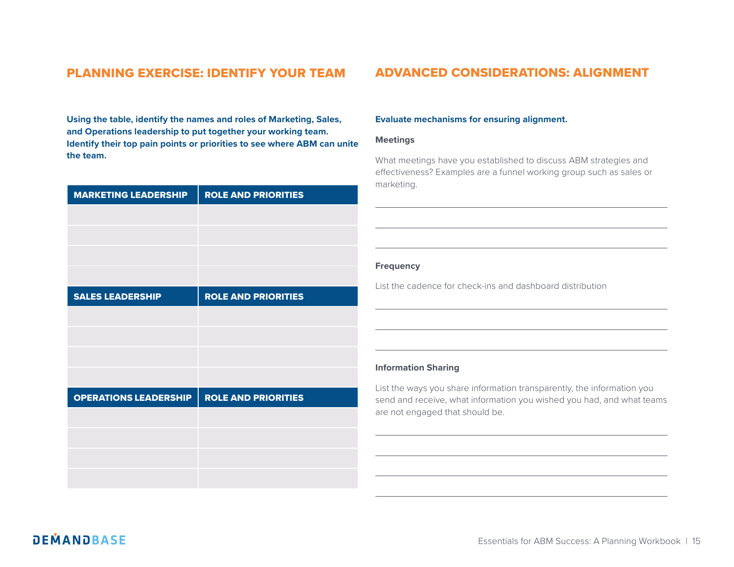## PLANNING EXERCISE: IDENTIFY YOUR TEAM

**Using the table, identify the names and roles of Marketing, Sales, and Operations leadership to put together your working team. Identify their top pain points or priorities to see where ABM can unite the team.**

| MARKETING LEADERSHIP | ROLE AND PRIORITIES |
|---|---|
| | |
| | |
| | |
| | |
| **SALES LEADERSHIP** | **ROLE AND PRIORITIES** |
| | |
| | |
| | |
| | |
| **OPERATIONS LEADERSHIP** | **ROLE AND PRIORITIES** |
| | |
| | |
| | |
| | |

## ADVANCED CONSIDERATIONS: ALIGNMENT

**Evaluate mechanisms for ensuring alignment.**

**Meetings**

What meetings have you established to discuss ABM strategies and effectiveness? Examples are a funnel working group such as sales or marketing.

**Frequency**

List the cadence for check-ins and dashboard distribution

**Information Sharing**

List the ways you share information transparently, the information you send and receive, what information you wished you had, and what teams are not engaged that should be.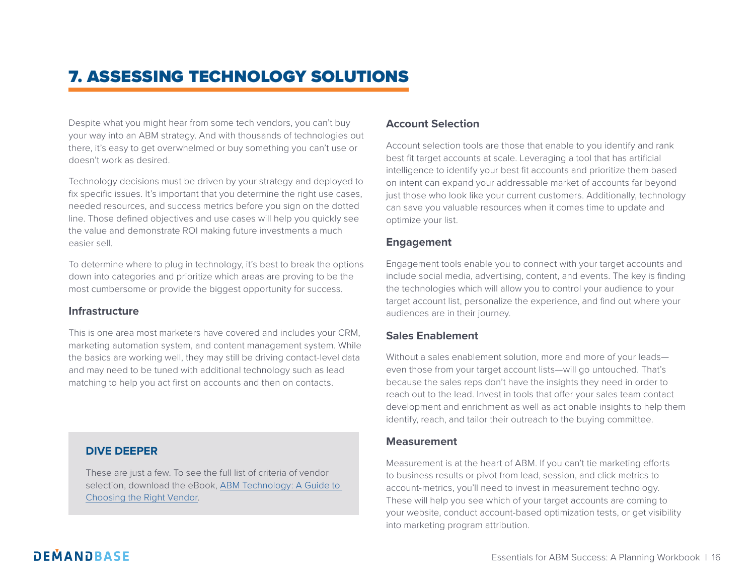# 7. ASSESSING TECHNOLOGY SOLUTIONS

Despite what you might hear from some tech vendors, you can't buy your way into an ABM strategy. And with thousands of technologies out there, it's easy to get overwhelmed or buy something you can't use or doesn't work as desired.

Technology decisions must be driven by your strategy and deployed to fix specific issues. It's important that you determine the right use cases, needed resources, and success metrics before you sign on the dotted line. Those defined objectives and use cases will help you quickly see the value and demonstrate ROI making future investments a much easier sell.

To determine where to plug in technology, it's best to break the options down into categories and prioritize which areas are proving to be the most cumbersome or provide the biggest opportunity for success.

### Infrastructure

This is one area most marketers have covered and includes your CRM, marketing automation system, and content management system. While the basics are working well, they may still be driving contact-level data and may need to be tuned with additional technology such as lead matching to help you act first on accounts and then on contacts.

### Account Selection

Account selection tools are those that enable to you identify and rank best fit target accounts at scale. Leveraging a tool that has artificial intelligence to identify your best fit accounts and prioritize them based on intent can expand your addressable market of accounts far beyond just those who look like your current customers. Additionally, technology can save you valuable resources when it comes time to update and optimize your list.

### Engagement

Engagement tools enable you to connect with your target accounts and include social media, advertising, content, and events. The key is finding the technologies which will allow you to control your audience to your target account list, personalize the experience, and find out where your audiences are in their journey.

### Sales Enablement

Without a sales enablement solution, more and more of your leads—even those from your target account lists—will go untouched. That's because the sales reps don't have the insights they need in order to reach out to the lead. Invest in tools that offer your sales team contact development and enrichment as well as actionable insights to help them identify, reach, and tailor their outreach to the buying committee.

### Measurement

Measurement is at the heart of ABM. If you can't tie marketing efforts to business results or pivot from lead, session, and click metrics to account-metrics, you'll need to invest in measurement technology. These will help you see which of your target accounts are coming to your website, conduct account-based optimization tests, or get visibility into marketing program attribution.

**DIVE DEEPER**

These are just a few. To see the full list of criteria of vendor selection, download the eBook, ABM Technology: A Guide to Choosing the Right Vendor.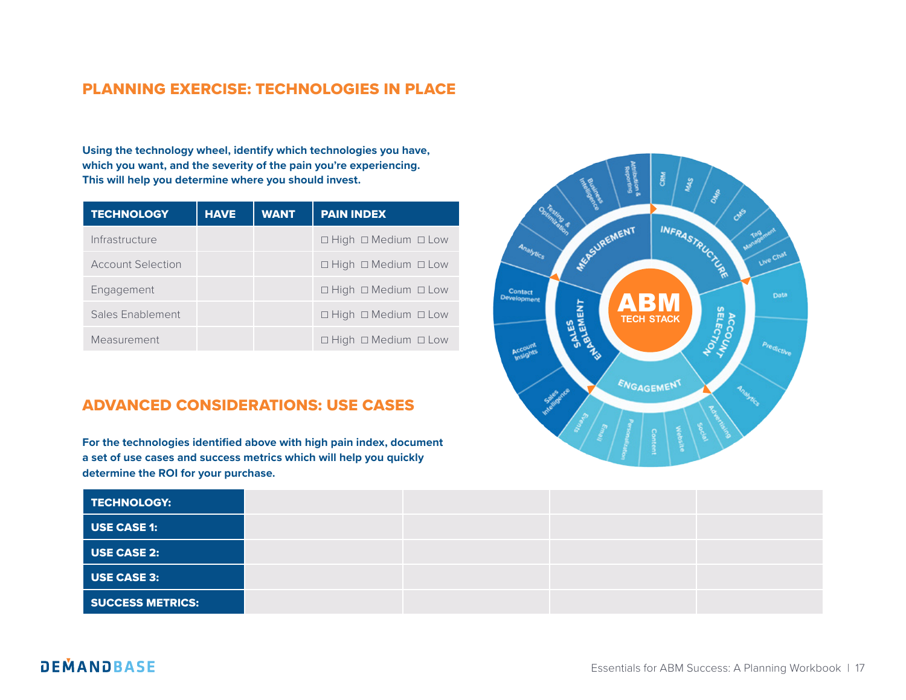## PLANNING EXERCISE: TECHNOLOGIES IN PLACE

**Using the technology wheel, identify which technologies you have, which you want, and the severity of the pain you're experiencing. This will help you determine where you should invest.**

| TECHNOLOGY | HAVE | WANT | PAIN INDEX |
|---|---|---|---|
| Infrastructure | | | ☐ High ☐ Medium ☐ Low |
| Account Selection | | | ☐ High ☐ Medium ☐ Low |
| Engagement | | | ☐ High ☐ Medium ☐ Low |
| Sales Enablement | | | ☐ High ☐ Medium ☐ Low |
| Measurement | | | ☐ High ☐ Medium ☐ Low |

ABM TECH STACK

- INFRASTRUCTURE: CRM, MAS, DMP, CMS, Tag Management, Live Chat
- ACCOUNT SELECTION: Data, Predictive, Analytics
- ENGAGEMENT: Advertising, Social, Website, Content, Personalization, Email, Events
- SALES ENABLEMENT: Sales Intelligence, Account Insights, Contact Development
- MEASUREMENT: Analytics, Testing & Optimization, Business Intelligence, Attribution & Reporting

## ADVANCED CONSIDERATIONS: USE CASES

**For the technologies identified above with high pain index, document a set of use cases and success metrics which will help you quickly determine the ROI for your purchase.**

| TECHNOLOGY: | | | | |
|---|---|---|---|---|
| USE CASE 1: | | | | |
| USE CASE 2: | | | | |
| USE CASE 3: | | | | |
| SUCCESS METRICS: | | | | |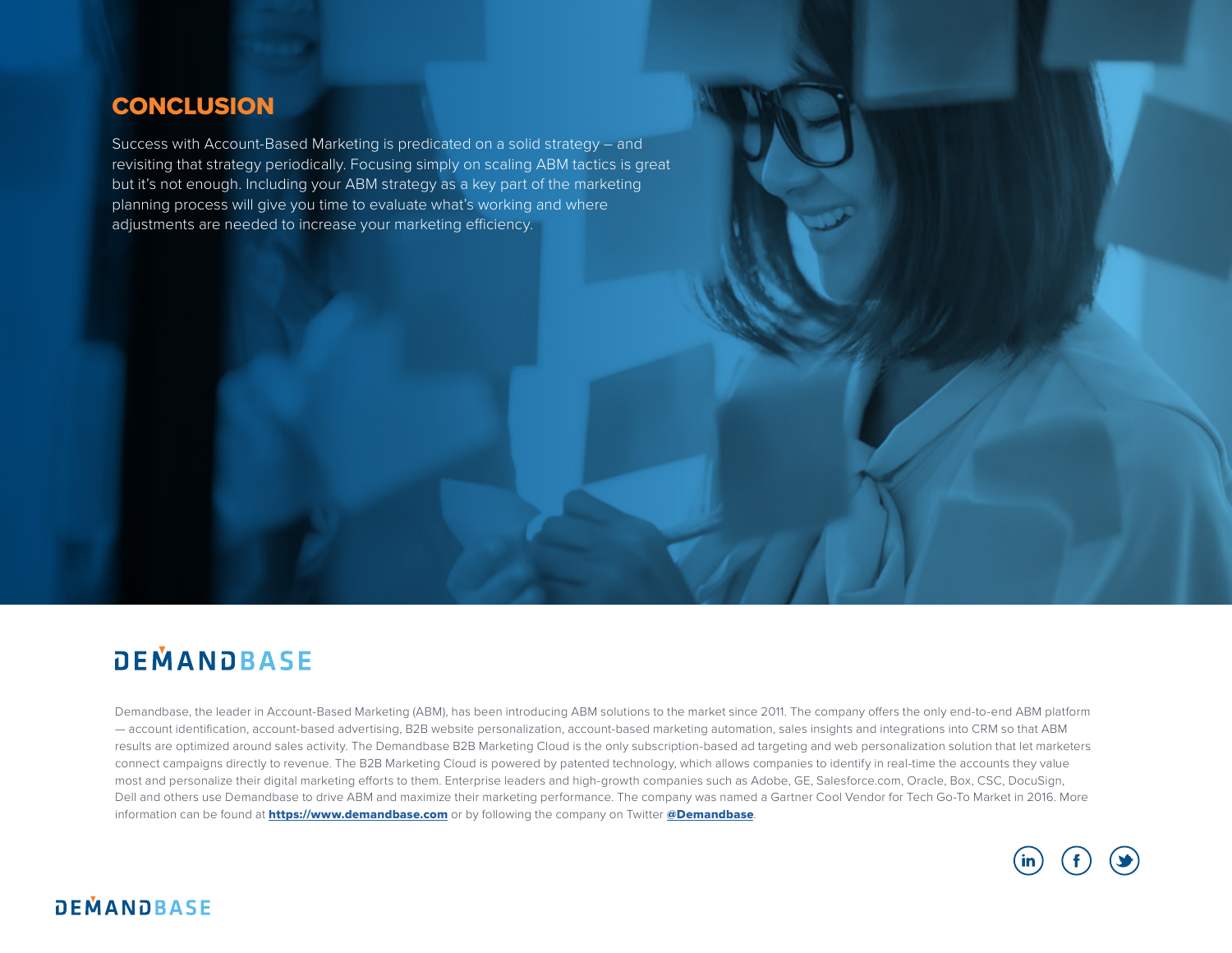## CONCLUSION

Success with Account-Based Marketing is predicated on a solid strategy – and revisiting that strategy periodically. Focusing simply on scaling ABM tactics is great but it's not enough. Including your ABM strategy as a key part of the marketing planning process will give you time to evaluate what's working and where adjustments are needed to increase your marketing efficiency.

DEMANDBASE

Demandbase, the leader in Account-Based Marketing (ABM), has been introducing ABM solutions to the market since 2011. The company offers the only end-to-end ABM platform — account identification, account-based advertising, B2B website personalization, account-based marketing automation, sales insights and integrations into CRM so that ABM results are optimized around sales activity. The Demandbase B2B Marketing Cloud is the only subscription-based ad targeting and web personalization solution that let marketers connect campaigns directly to revenue. The B2B Marketing Cloud is powered by patented technology, which allows companies to identify in real-time the accounts they value most and personalize their digital marketing efforts to them. Enterprise leaders and high-growth companies such as Adobe, GE, Salesforce.com, Oracle, Box, CSC, DocuSign, Dell and others use Demandbase to drive ABM and maximize their marketing performance. The company was named a Gartner Cool Vendor for Tech Go-To Market in 2016. More information can be found at **https://www.demandbase.com** or by following the company on Twitter **@Demandbase**.